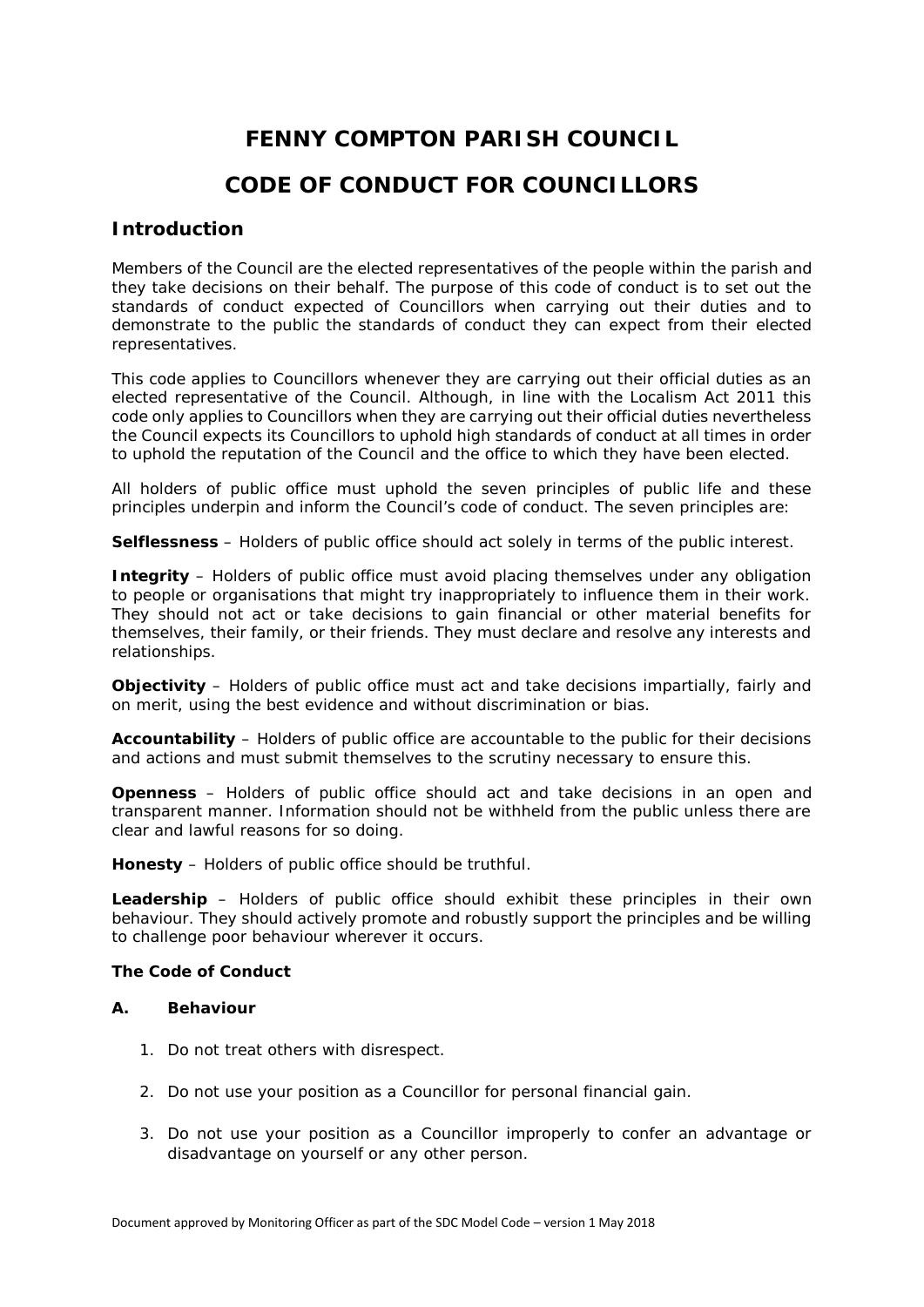# FENNY COMPTON PARISH COUNCIL

# CODE OF CONDUCT FOR COUNCILLORS

## Introduction

Members of the Council are the elected representatives of the people within the parish and they take decisions on their behalf. The purpose of this code of conduct is to set out the standards of conduct expected of Councillors when carrying out their duties and to demonstrate to the public the standards of conduct they can expect from their elected representatives.

This code applies to Councillors whenever they are carrying out their official duties as an elected representative of the Council. Although, in line with the Localism Act 2011 this code only applies to Councillors when they are carrying out their official duties nevertheless the Council expects its Councillors to uphold high standards of conduct at all times in order to uphold the reputation of the Council and the office to which they have been elected.

All holders of public office must uphold the seven principles of public life and these principles underpin and inform the Council's code of conduct. The seven principles are:

**Selflessness** – Holders of public office should act solely in terms of the public interest.

**Integrity** – Holders of public office must avoid placing themselves under any obligation to people or organisations that might try inappropriately to influence them in their work. They should not act or take decisions to gain financial or other material benefits for themselves, their family, or their friends. They must declare and resolve any interests and relationships.

**Objectivity** – Holders of public office must act and take decisions impartially, fairly and on merit, using the best evidence and without discrimination or bias.

**Accountability** – Holders of public office are accountable to the public for their decisions and actions and must submit themselves to the scrutiny necessary to ensure this.

**Openness** – Holders of public office should act and take decisions in an open and transparent manner. Information should not be withheld from the public unless there are clear and lawful reasons for so doing.

**Honesty** – Holders of public office should be truthful.

**Leadership** – Holders of public office should exhibit these principles in their own behaviour. They should actively promote and robustly support the principles and be willing to challenge poor behaviour wherever it occurs.

**The Code of Conduct**

**A. Behaviour**

1. Do not treat others with disrespect.

2. Do not use your position as a Councillor for personal financial gain.

3. Do not use your position as a Councillor improperly to confer an advantage or disadvantage on yourself or any other person.

Document approved by Monitoring Officer as part of the SDC Model Code – version 1 May 2018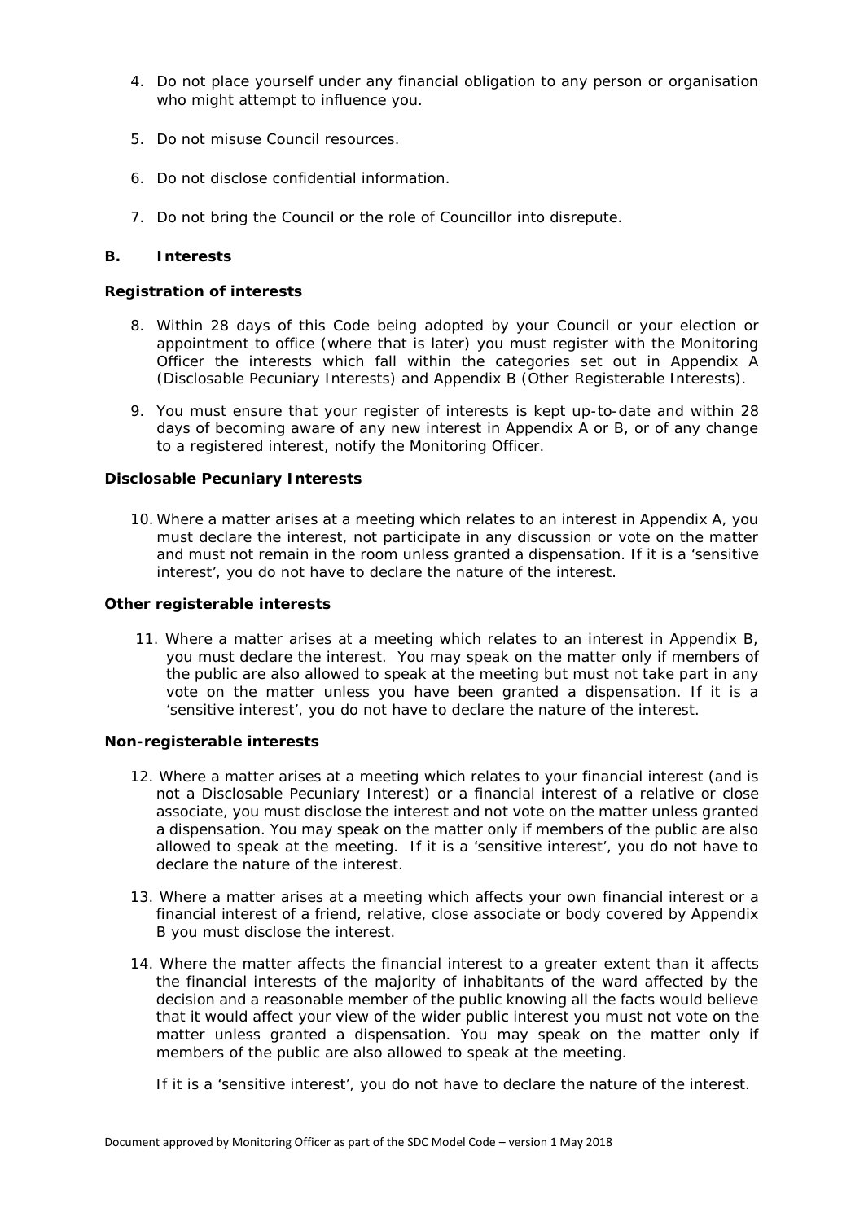4. Do not place yourself under any financial obligation to any person or organisation who might attempt to influence you.

5. Do not misuse Council resources.

6. Do not disclose confidential information.

7. Do not bring the Council or the role of Councillor into disrepute.

## B. Interests

### Registration of interests

8. Within 28 days of this Code being adopted by your Council or your election or appointment to office (where that is later) you must register with the Monitoring Officer the interests which fall within the categories set out in Appendix A (Disclosable Pecuniary Interests) and Appendix B (Other Registerable Interests).

9. You must ensure that your register of interests is kept up-to-date and within 28 days of becoming aware of any new interest in Appendix A or B, or of any change to a registered interest, notify the Monitoring Officer.

### Disclosable Pecuniary Interests

10. Where a matter arises at a meeting which relates to an interest in Appendix A, you must declare the interest, not participate in any discussion or vote on the matter and must not remain in the room unless granted a dispensation. If it is a 'sensitive interest', you do not have to declare the nature of the interest.

### Other registerable interests

11. Where a matter arises at a meeting which relates to an interest in Appendix B, you must declare the interest. You may speak on the matter only if members of the public are also allowed to speak at the meeting but must not take part in any vote on the matter unless you have been granted a dispensation. If it is a 'sensitive interest', you do not have to declare the nature of the interest.

### Non-registerable interests

12. Where a matter arises at a meeting which relates to your financial interest (and is not a Disclosable Pecuniary Interest) or a financial interest of a relative or close associate, you must disclose the interest and not vote on the matter unless granted a dispensation. You may speak on the matter only if members of the public are also allowed to speak at the meeting. If it is a 'sensitive interest', you do not have to declare the nature of the interest.

13. Where a matter arises at a meeting which affects your own financial interest or a financial interest of a friend, relative, close associate or body covered by Appendix B you must disclose the interest.

14. Where the matter affects the financial interest to a greater extent than it affects the financial interests of the majority of inhabitants of the ward affected by the decision and a reasonable member of the public knowing all the facts would believe that it would affect your view of the wider public interest you must not vote on the matter unless granted a dispensation. You may speak on the matter only if members of the public are also allowed to speak at the meeting.

    If it is a 'sensitive interest', you do not have to declare the nature of the interest.

Document approved by Monitoring Officer as part of the SDC Model Code – version 1 May 2018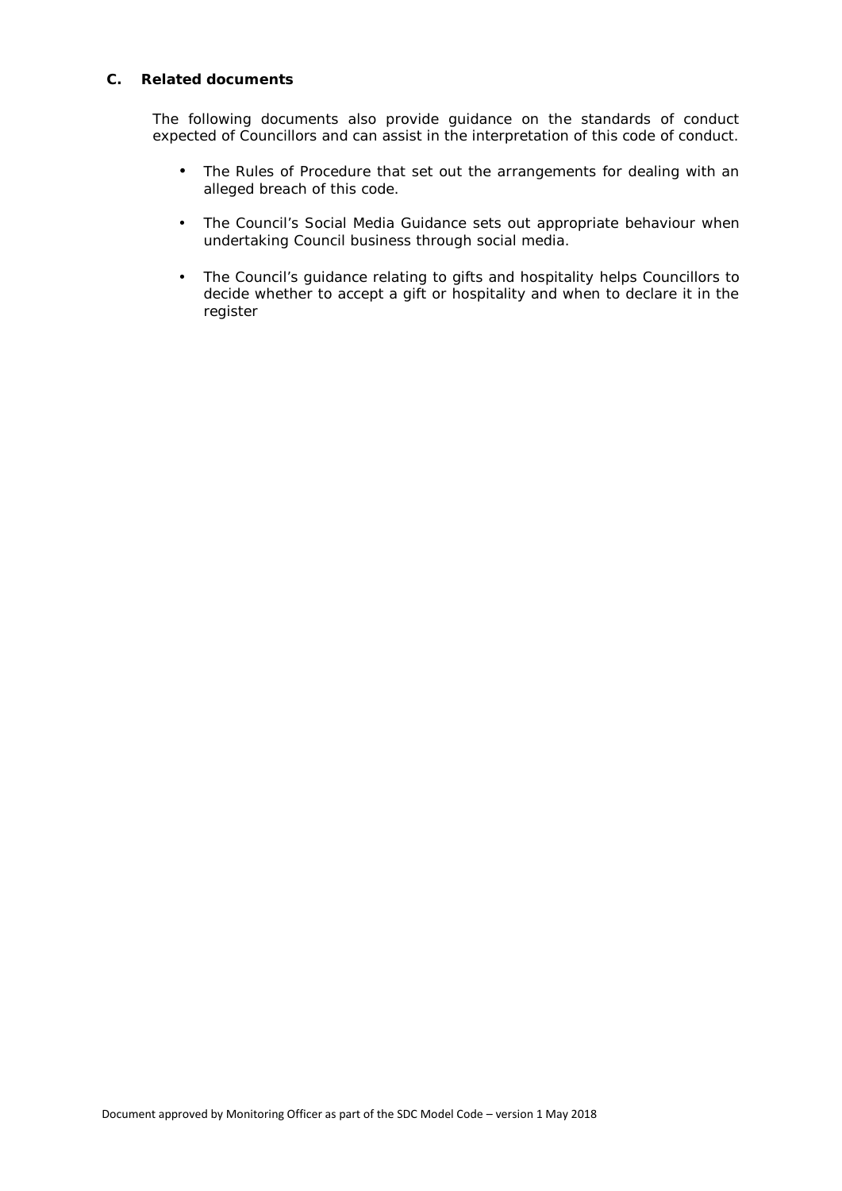## C. Related documents

The following documents also provide guidance on the standards of conduct expected of Councillors and can assist in the interpretation of this code of conduct.

- The Rules of Procedure that set out the arrangements for dealing with an alleged breach of this code.
- The Council's Social Media Guidance sets out appropriate behaviour when undertaking Council business through social media.
- The Council's guidance relating to gifts and hospitality helps Councillors to decide whether to accept a gift or hospitality and when to declare it in the register

Document approved by Monitoring Officer as part of the SDC Model Code – version 1 May 2018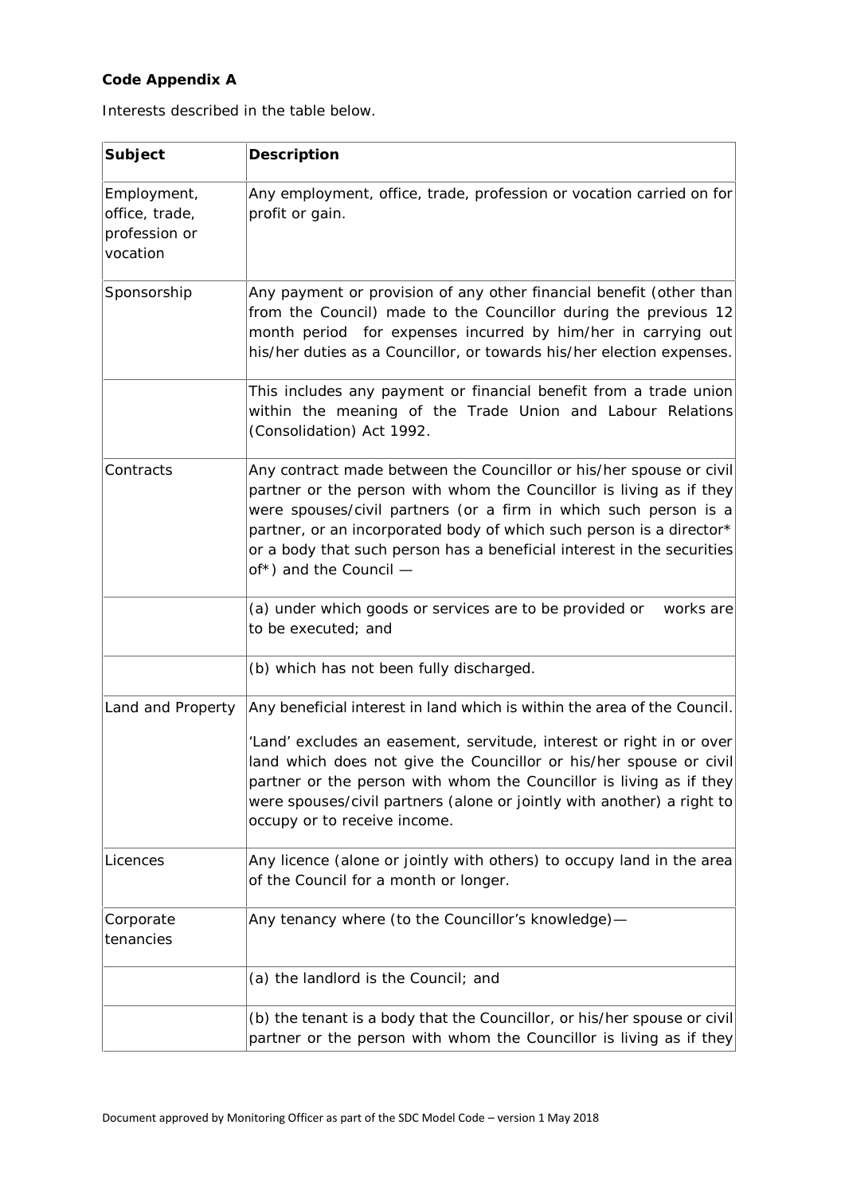**Code Appendix A**

Interests described in the table below.

| Subject | Description |
|---|---|
| Employment, office, trade, profession or vocation | Any employment, office, trade, profession or vocation carried on for profit or gain. |
| Sponsorship | Any payment or provision of any other financial benefit (other than from the Council) made to the Councillor during the previous 12 month period for expenses incurred by him/her in carrying out his/her duties as a Councillor, or towards his/her election expenses. |
| | This includes any payment or financial benefit from a trade union within the meaning of the Trade Union and Labour Relations (Consolidation) Act 1992. |
| Contracts | Any contract made between the Councillor or his/her spouse or civil partner or the person with whom the Councillor is living as if they were spouses/civil partners (or a firm in which such person is a partner, or an incorporated body of which such person is a director* or a body that such person has a beneficial interest in the securities of*) and the Council — |
| | (a) under which goods or services are to be provided or works are to be executed; and |
| | (b) which has not been fully discharged. |
| Land and Property | Any beneficial interest in land which is within the area of the Council.<br><br>'Land' excludes an easement, servitude, interest or right in or over land which does not give the Councillor or his/her spouse or civil partner or the person with whom the Councillor is living as if they were spouses/civil partners (alone or jointly with another) a right to occupy or to receive income. |
| Licences | Any licence (alone or jointly with others) to occupy land in the area of the Council for a month or longer. |
| Corporate tenancies | Any tenancy where (to the Councillor's knowledge)— |
| | (a) the landlord is the Council; and |
| | (b) the tenant is a body that the Councillor, or his/her spouse or civil partner or the person with whom the Councillor is living as if they |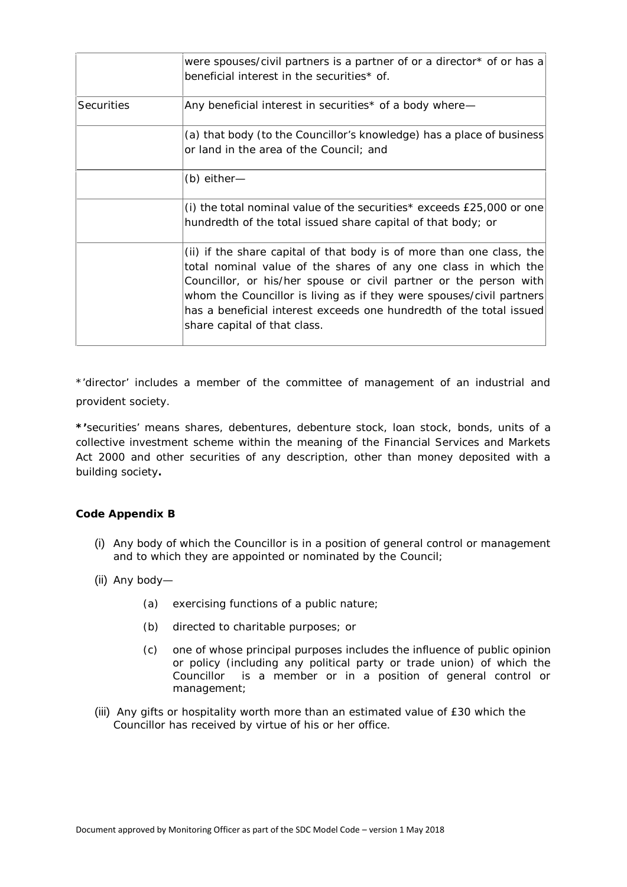| | |
|---|---|
| | were spouses/civil partners is a partner of or a director* of or has a beneficial interest in the securities* of. |
| Securities | Any beneficial interest in securities* of a body where— |
| | (a) that body (to the Councillor's knowledge) has a place of business or land in the area of the Council; and |
| | (b) either— |
| | (i) the total nominal value of the securities* exceeds £25,000 or one hundredth of the total issued share capital of that body; or |
| | (ii) if the share capital of that body is of more than one class, the total nominal value of the shares of any one class in which the Councillor, or his/her spouse or civil partner or the person with whom the Councillor is living as if they were spouses/civil partners has a beneficial interest exceeds one hundredth of the total issued share capital of that class. |

*'director' includes a member of the committee of management of an industrial and provident society.

**\*'**securities' means shares, debentures, debenture stock, loan stock, bonds, units of a collective investment scheme within the meaning of the Financial Services and Markets Act 2000 and other securities of any description, other than money deposited with a building society**.**

**Code Appendix B**

(i) Any body of which the Councillor is in a position of general control or management and to which they are appointed or nominated by the Council;

(ii) Any body—

   (a) exercising functions of a public nature;

   (b) directed to charitable purposes; or

   (c) one of whose principal purposes includes the influence of public opinion or policy (including any political party or trade union) of which the Councillor is a member or in a position of general control or management;

(iii) Any gifts or hospitality worth more than an estimated value of £30 which the Councillor has received by virtue of his or her office.